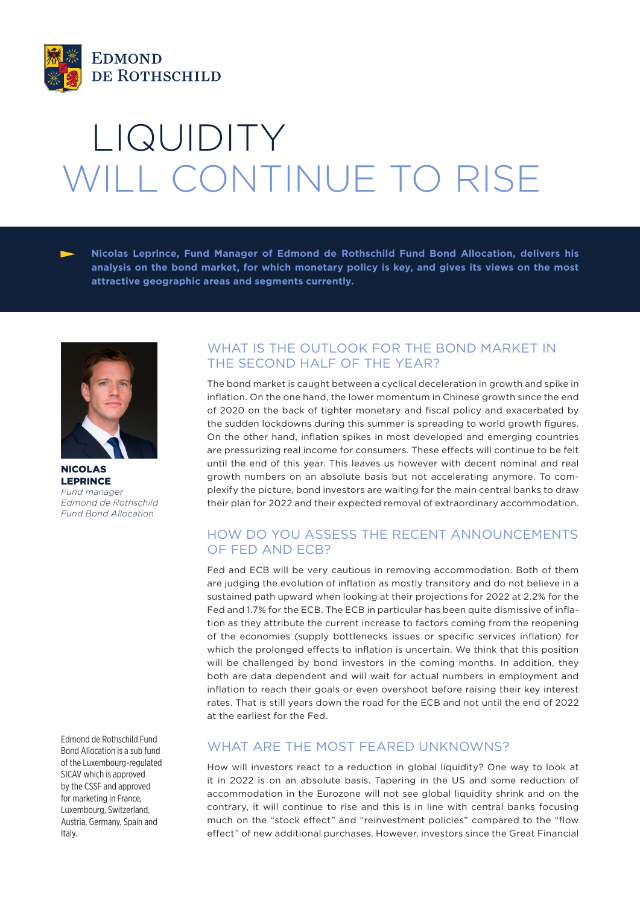EDMOND DE ROTHSCHILD

# LIQUIDITY WILL CONTINUE TO RISE

**Nicolas Leprince, Fund Manager of Edmond de Rothschild Fund Bond Allocation, delivers his analysis on the bond market, for which monetary policy is key, and gives its views on the most attractive geographic areas and segments currently.**

**NICOLAS LEPRINCE**
*Fund manager*
*Edmond de Rothschild Fund Bond Allocation*

## WHAT IS THE OUTLOOK FOR THE BOND MARKET IN THE SECOND HALF OF THE YEAR?

The bond market is caught between a cyclical deceleration in growth and spike in inflation. On the one hand, the lower momentum in Chinese growth since the end of 2020 on the back of tighter monetary and fiscal policy and exacerbated by the sudden lockdowns during this summer is spreading to world growth figures. On the other hand, inflation spikes in most developed and emerging countries are pressurizing real income for consumers. These effects will continue to be felt until the end of this year. This leaves us however with decent nominal and real growth numbers on an absolute basis but not accelerating anymore. To complexify the picture, bond investors are waiting for the main central banks to draw their plan for 2022 and their expected removal of extraordinary accommodation.

## HOW DO YOU ASSESS THE RECENT ANNOUNCEMENTS OF FED AND ECB?

Fed and ECB will be very cautious in removing accommodation. Both of them are judging the evolution of inflation as mostly transitory and do not believe in a sustained path upward when looking at their projections for 2022 at 2.2% for the Fed and 1.7% for the ECB. The ECB in particular has been quite dismissive of inflation as they attribute the current increase to factors coming from the reopening of the economies (supply bottlenecks issues or specific services inflation) for which the prolonged effects to inflation is uncertain. We think that this position will be challenged by bond investors in the coming months. In addition, they both are data dependent and will wait for actual numbers in employment and inflation to reach their goals or even overshoot before raising their key interest rates. That is still years down the road for the ECB and not until the end of 2022 at the earliest for the Fed.

## WHAT ARE THE MOST FEARED UNKNOWNS?

How will investors react to a reduction in global liquidity? One way to look at it in 2022 is on an absolute basis. Tapering in the US and some reduction of accommodation in the Eurozone will not see global liquidity shrink and on the contrary, it will continue to rise and this is in line with central banks focusing much on the "stock effect" and "reinvestment policies" compared to the "flow effect" of new additional purchases. However, investors since the Great Financial

Edmond de Rothschild Fund Bond Allocation is a sub fund of the Luxembourg-regulated SICAV which is approved by the CSSF and approved for marketing in France, Luxembourg, Switzerland, Austria, Germany, Spain and Italy.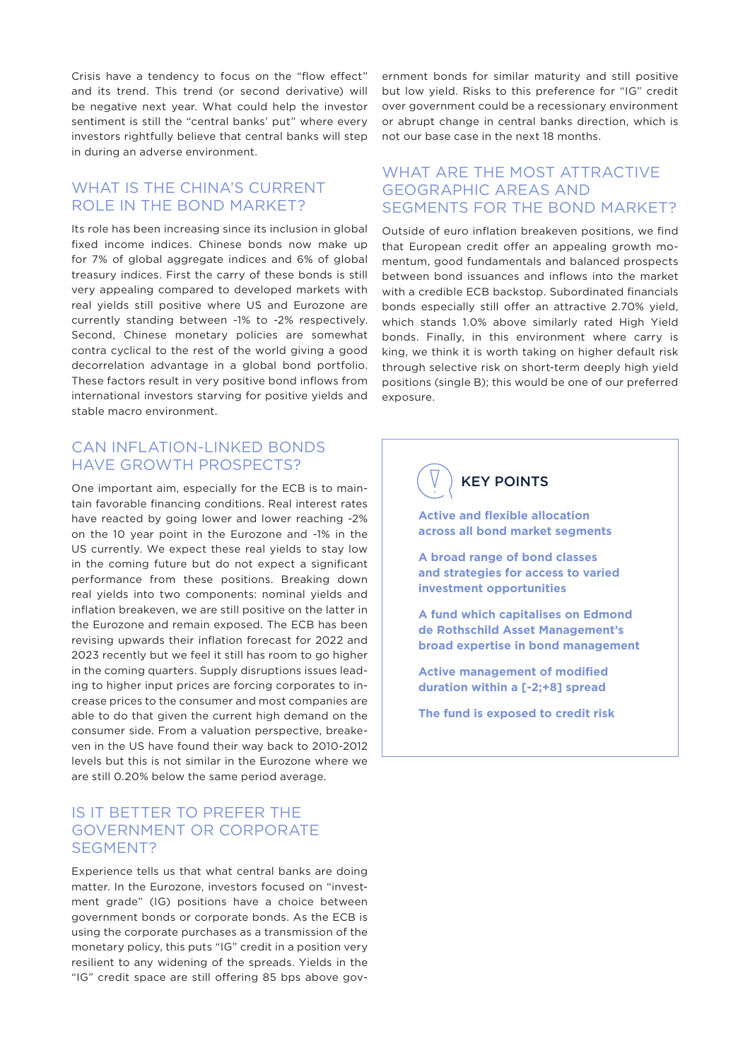Crisis have a tendency to focus on the "flow effect" and its trend. This trend (or second derivative) will be negative next year. What could help the investor sentiment is still the "central banks' put" where every investors rightfully believe that central banks will step in during an adverse environment.

## WHAT IS THE CHINA'S CURRENT ROLE IN THE BOND MARKET?

Its role has been increasing since its inclusion in global fixed income indices. Chinese bonds now make up for 7% of global aggregate indices and 6% of global treasury indices. First the carry of these bonds is still very appealing compared to developed markets with real yields still positive where US and Eurozone are currently standing between -1% to -2% respectively. Second, Chinese monetary policies are somewhat contra cyclical to the rest of the world giving a good decorrelation advantage in a global bond portfolio. These factors result in very positive bond inflows from international investors starving for positive yields and stable macro environment.

## CAN INFLATION-LINKED BONDS HAVE GROWTH PROSPECTS?

One important aim, especially for the ECB is to maintain favorable financing conditions. Real interest rates have reacted by going lower and lower reaching -2% on the 10 year point in the Eurozone and -1% in the US currently. We expect these real yields to stay low in the coming future but do not expect a significant performance from these positions. Breaking down real yields into two components: nominal yields and inflation breakeven, we are still positive on the latter in the Eurozone and remain exposed. The ECB has been revising upwards their inflation forecast for 2022 and 2023 recently but we feel it still has room to go higher in the coming quarters. Supply disruptions issues leading to higher input prices are forcing corporates to increase prices to the consumer and most companies are able to do that given the current high demand on the consumer side. From a valuation perspective, breakeven in the US have found their way back to 2010-2012 levels but this is not similar in the Eurozone where we are still 0.20% below the same period average.

## IS IT BETTER TO PREFER THE GOVERNMENT OR CORPORATE SEGMENT?

Experience tells us that what central banks are doing matter. In the Eurozone, investors focused on "investment grade" (IG) positions have a choice between government bonds or corporate bonds. As the ECB is using the corporate purchases as a transmission of the monetary policy, this puts "IG" credit in a position very resilient to any widening of the spreads. Yields in the "IG" credit space are still offering 85 bps above government bonds for similar maturity and still positive but low yield. Risks to this preference for "IG" credit over government could be a recessionary environment or abrupt change in central banks direction, which is not our base case in the next 18 months.

## WHAT ARE THE MOST ATTRACTIVE GEOGRAPHIC AREAS AND SEGMENTS FOR THE BOND MARKET?

Outside of euro inflation breakeven positions, we find that European credit offer an appealing growth momentum, good fundamentals and balanced prospects between bond issuances and inflows into the market with a credible ECB backstop. Subordinated financials bonds especially still offer an attractive 2.70% yield, which stands 1.0% above similarly rated High Yield bonds. Finally, in this environment where carry is king, we think it is worth taking on higher default risk through selective risk on short-term deeply high yield positions (single B); this would be one of our preferred exposure.

### KEY POINTS

**Active and flexible allocation across all bond market segments**

**A broad range of bond classes and strategies for access to varied investment opportunities**

**A fund which capitalises on Edmond de Rothschild Asset Management's broad expertise in bond management**

**Active management of modified duration within a [-2;+8] spread**

**The fund is exposed to credit risk**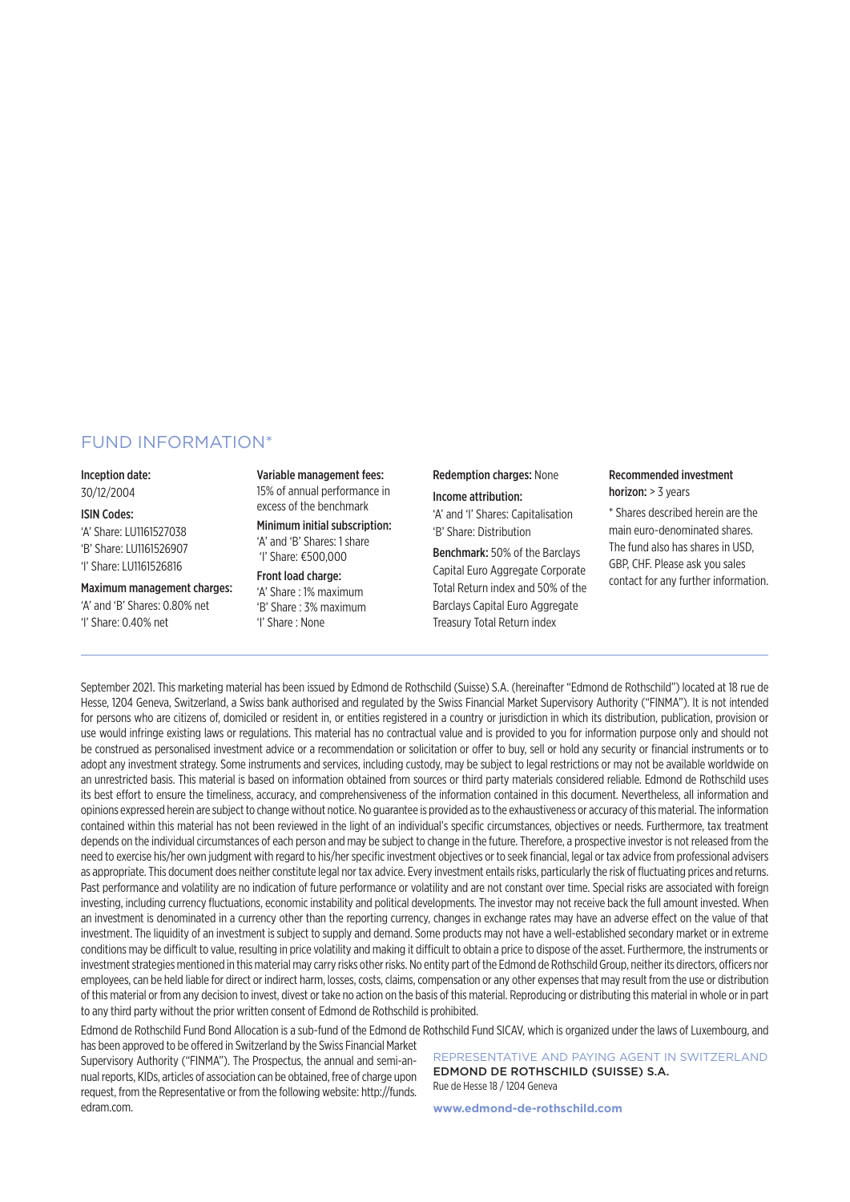## FUND INFORMATION*

**Inception date:**
30/12/2004

**ISIN Codes:**
'A' Share: LU1161527038
'B' Share: LU1161526907
'I' Share: LU1161526816

**Maximum management charges:**
'A' and 'B' Shares: 0.80% net
'I' Share: 0.40% net

**Variable management fees:**
15% of annual performance in excess of the benchmark

**Minimum initial subscription:**
'A' and 'B' Shares: 1 share
'I' Share: €500,000

**Front load charge:**
'A' Share : 1% maximum
'B' Share : 3% maximum
'I' Share : None

**Redemption charges:** None

**Income attribution:**
'A' and 'I' Shares: Capitalisation
'B' Share: Distribution

**Benchmark:** 50% of the Barclays Capital Euro Aggregate Corporate Total Return index and 50% of the Barclays Capital Euro Aggregate Treasury Total Return index

**Recommended investment horizon:** > 3 years

* Shares described herein are the main euro-denominated shares. The fund also has shares in USD, GBP, CHF. Please ask you sales contact for any further information.

---

September 2021. This marketing material has been issued by Edmond de Rothschild (Suisse) S.A. (hereinafter "Edmond de Rothschild") located at 18 rue de Hesse, 1204 Geneva, Switzerland, a Swiss bank authorised and regulated by the Swiss Financial Market Supervisory Authority ("FINMA"). It is not intended for persons who are citizens of, domiciled or resident in, or entities registered in a country or jurisdiction in which its distribution, publication, provision or use would infringe existing laws or regulations. This material has no contractual value and is provided to you for information purpose only and should not be construed as personalised investment advice or a recommendation or solicitation or offer to buy, sell or hold any security or financial instruments or to adopt any investment strategy. Some instruments and services, including custody, may be subject to legal restrictions or may not be available worldwide on an unrestricted basis. This material is based on information obtained from sources or third party materials considered reliable. Edmond de Rothschild uses its best effort to ensure the timeliness, accuracy, and comprehensiveness of the information contained in this document. Nevertheless, all information and opinions expressed herein are subject to change without notice. No guarantee is provided as to the exhaustiveness or accuracy of this material. The information contained within this material has not been reviewed in the light of an individual's specific circumstances, objectives or needs. Furthermore, tax treatment depends on the individual circumstances of each person and may be subject to change in the future. Therefore, a prospective investor is not released from the need to exercise his/her own judgment with regard to his/her specific investment objectives or to seek financial, legal or tax advice from professional advisers as appropriate. This document does neither constitute legal nor tax advice. Every investment entails risks, particularly the risk of fluctuating prices and returns. Past performance and volatility are no indication of future performance or volatility and are not constant over time. Special risks are associated with foreign investing, including currency fluctuations, economic instability and political developments. The investor may not receive back the full amount invested. When an investment is denominated in a currency other than the reporting currency, changes in exchange rates may have an adverse effect on the value of that investment. The liquidity of an investment is subject to supply and demand. Some products may not have a well-established secondary market or in extreme conditions may be difficult to value, resulting in price volatility and making it difficult to obtain a price to dispose of the asset. Furthermore, the instruments or investment strategies mentioned in this material may carry risks other risks. No entity part of the Edmond de Rothschild Group, neither its directors, officers nor employees, can be held liable for direct or indirect harm, losses, costs, claims, compensation or any other expenses that may result from the use or distribution of this material or from any decision to invest, divest or take no action on the basis of this material. Reproducing or distributing this material in whole or in part to any third party without the prior written consent of Edmond de Rothschild is prohibited.

Edmond de Rothschild Fund Bond Allocation is a sub-fund of the Edmond de Rothschild Fund SICAV, which is organized under the laws of Luxembourg, and has been approved to be offered in Switzerland by the Swiss Financial Market Supervisory Authority ("FINMA"). The Prospectus, the annual and semi-annual reports, KIDs, articles of association can be obtained, free of charge upon request, from the Representative or from the following website: http://funds.edram.com.

REPRESENTATIVE AND PAYING AGENT IN SWITZERLAND
EDMOND DE ROTHSCHILD (SUISSE) S.A.
Rue de Hesse 18 / 1204 Geneva

**www.edmond-de-rothschild.com**